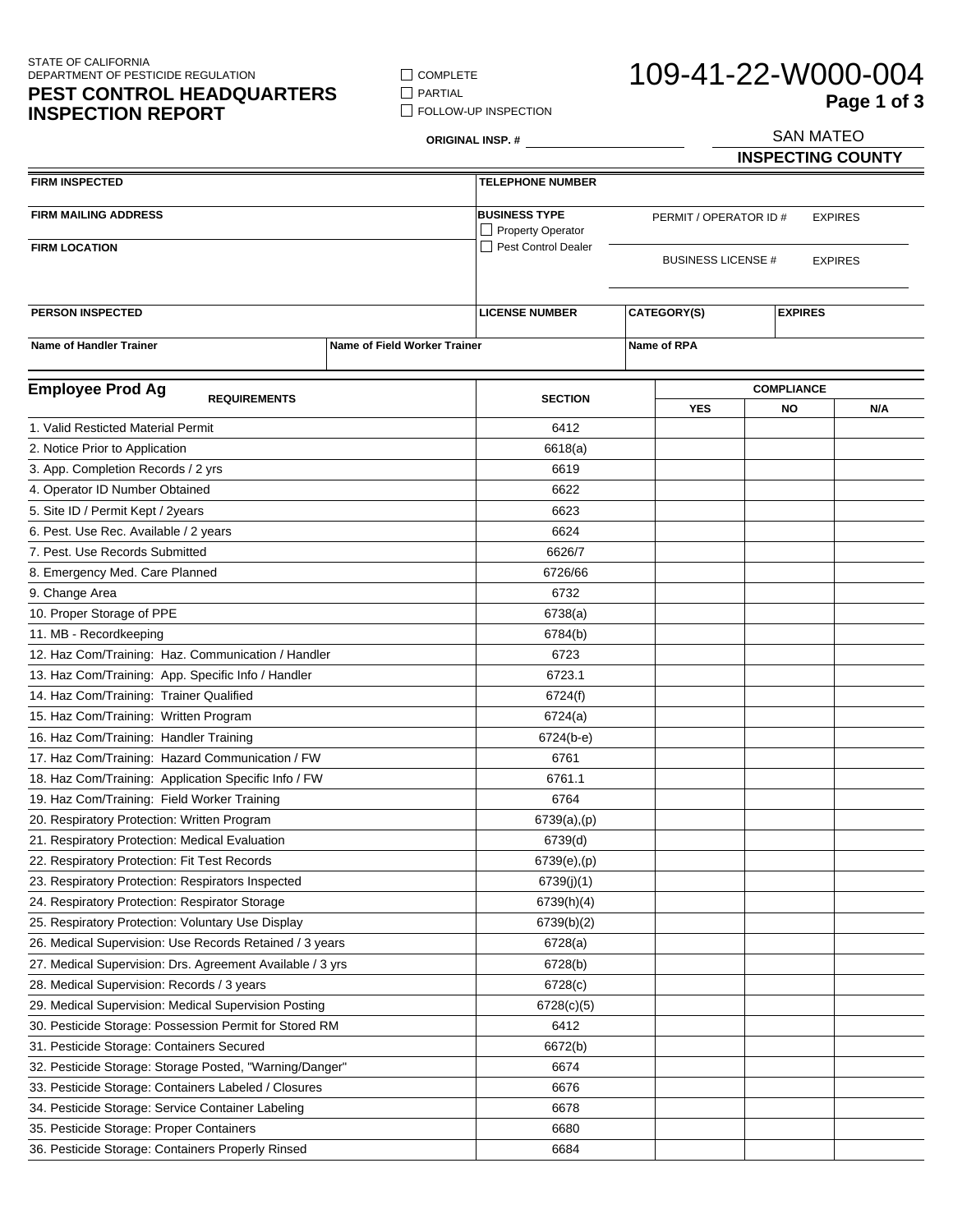STATE OF CALIFORNIA
DEPARTMENT OF PESTICIDE REGULATION

# PEST CONTROL HEADQUARTERS INSPECTION REPORT

☐ COMPLETE
☐ PARTIAL
☐ FOLLOW-UP INSPECTION

**109-41-22-W000-004**

**ORIGINAL INSP. #** ____________

SAN MATEO
**INSPECTING COUNTY**

| FIRM INSPECTED | | TELEPHONE NUMBER | | |
|---|---|---|---|---|
| FIRM MAILING ADDRESS | | BUSINESS TYPE ☐ Property Operator ☐ Pest Control Dealer | PERMIT / OPERATOR ID # | EXPIRES |
| FIRM LOCATION | | | BUSINESS LICENSE # | EXPIRES |
| PERSON INSPECTED | | LICENSE NUMBER | CATEGORY(S) | EXPIRES |
| Name of Handler Trainer | Name of Field Worker Trainer | | Name of RPA | |

## Employee Prod Ag

| REQUIREMENTS | SECTION | COMPLIANCE | | |
|---|---|---|---|---|
| | | YES | NO | N/A |
| 1. Valid Resticted Material Permit | 6412 | | | |
| 2. Notice Prior to Application | 6618(a) | | | |
| 3. App. Completion Records / 2 yrs | 6619 | | | |
| 4. Operator ID Number Obtained | 6622 | | | |
| 5. Site ID / Permit Kept / 2years | 6623 | | | |
| 6. Pest. Use Rec. Available / 2 years | 6624 | | | |
| 7. Pest. Use Records Submitted | 6626/7 | | | |
| 8. Emergency Med. Care Planned | 6726/66 | | | |
| 9. Change Area | 6732 | | | |
| 10. Proper Storage of PPE | 6738(a) | | | |
| 11. MB - Recordkeeping | 6784(b) | | | |
| 12. Haz Com/Training: Haz. Communication / Handler | 6723 | | | |
| 13. Haz Com/Training: App. Specific Info / Handler | 6723.1 | | | |
| 14. Haz Com/Training: Trainer Qualified | 6724(f) | | | |
| 15. Haz Com/Training: Written Program | 6724(a) | | | |
| 16. Haz Com/Training: Handler Training | 6724(b-e) | | | |
| 17. Haz Com/Training: Hazard Communication / FW | 6761 | | | |
| 18. Haz Com/Training: Application Specific Info / FW | 6761.1 | | | |
| 19. Haz Com/Training: Field Worker Training | 6764 | | | |
| 20. Respiratory Protection: Written Program | 6739(a),(p) | | | |
| 21. Respiratory Protection: Medical Evaluation | 6739(d) | | | |
| 22. Respiratory Protection: Fit Test Records | 6739(e),(p) | | | |
| 23. Respiratory Protection: Respirators Inspected | 6739(j)(1) | | | |
| 24. Respiratory Protection: Respirator Storage | 6739(h)(4) | | | |
| 25. Respiratory Protection: Voluntary Use Display | 6739(b)(2) | | | |
| 26. Medical Supervision: Use Records Retained / 3 years | 6728(a) | | | |
| 27. Medical Supervision: Drs. Agreement Available / 3 yrs | 6728(b) | | | |
| 28. Medical Supervision: Records / 3 years | 6728(c) | | | |
| 29. Medical Supervision: Medical Supervision Posting | 6728(c)(5) | | | |
| 30. Pesticide Storage: Possession Permit for Stored RM | 6412 | | | |
| 31. Pesticide Storage: Containers Secured | 6672(b) | | | |
| 32. Pesticide Storage: Storage Posted, "Warning/Danger" | 6674 | | | |
| 33. Pesticide Storage: Containers Labeled / Closures | 6676 | | | |
| 34. Pesticide Storage: Service Container Labeling | 6678 | | | |
| 35. Pesticide Storage: Proper Containers | 6680 | | | |
| 36. Pesticide Storage: Containers Properly Rinsed | 6684 | | | |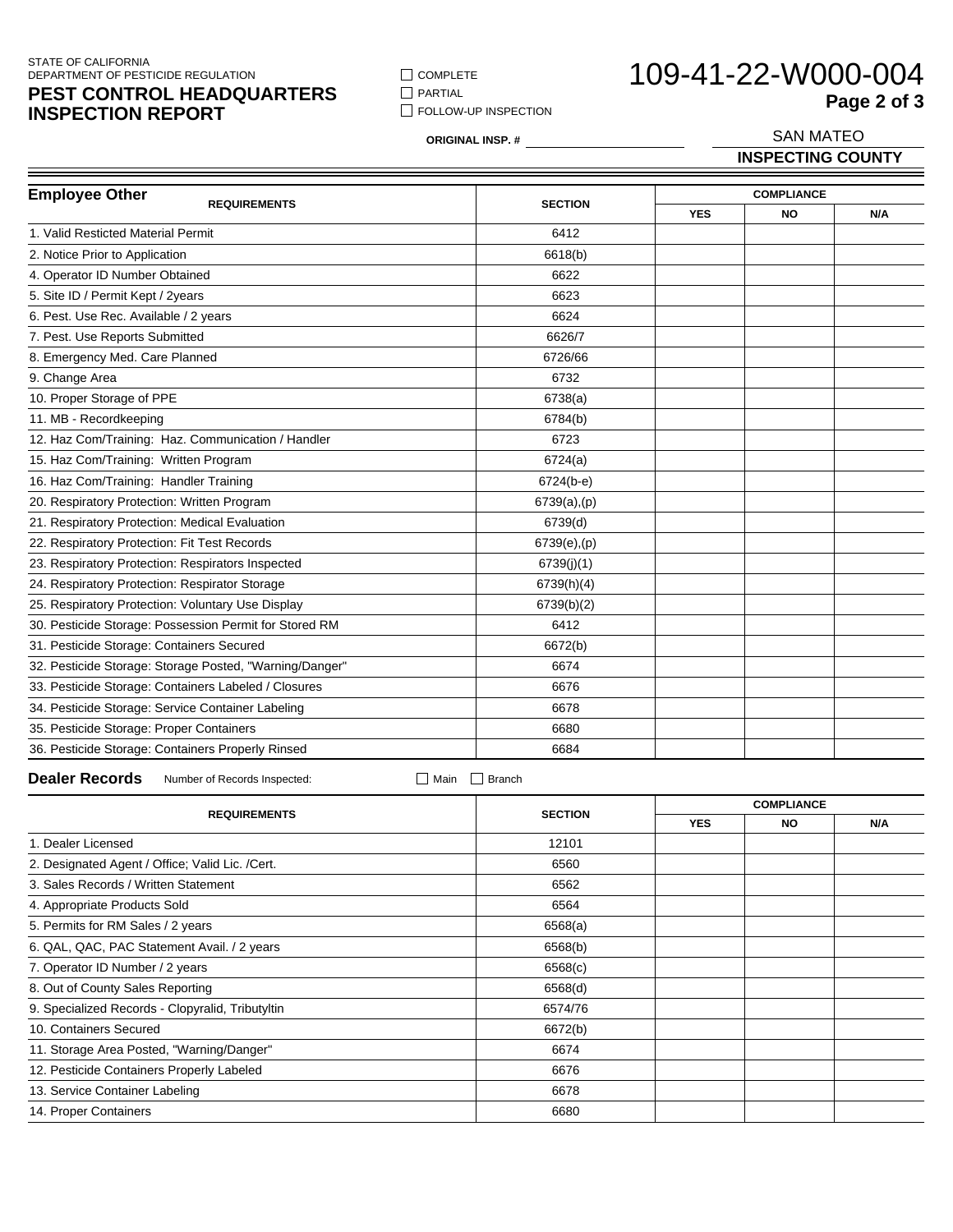STATE OF CALIFORNIA
DEPARTMENT OF PESTICIDE REGULATION

# PEST CONTROL HEADQUARTERS INSPECTION REPORT

☐ COMPLETE
☐ PARTIAL
☐ FOLLOW-UP INSPECTION

**ORIGINAL INSP. #** ____________________

# 109-41-22-W000-004

**Page 2 of 3**

SAN MATEO
**INSPECTING COUNTY**

## Employee Other

| REQUIREMENTS | SECTION | COMPLIANCE | | |
|---|---|---|---|---|
| | | YES | NO | N/A |
| 1. Valid Resticted Material Permit | 6412 | | | |
| 2. Notice Prior to Application | 6618(b) | | | |
| 4. Operator ID Number Obtained | 6622 | | | |
| 5. Site ID / Permit Kept / 2years | 6623 | | | |
| 6. Pest. Use Rec. Available / 2 years | 6624 | | | |
| 7. Pest. Use Reports Submitted | 6626/7 | | | |
| 8. Emergency Med. Care Planned | 6726/66 | | | |
| 9. Change Area | 6732 | | | |
| 10. Proper Storage of PPE | 6738(a) | | | |
| 11. MB - Recordkeeping | 6784(b) | | | |
| 12. Haz Com/Training: Haz. Communication / Handler | 6723 | | | |
| 15. Haz Com/Training: Written Program | 6724(a) | | | |
| 16. Haz Com/Training: Handler Training | 6724(b-e) | | | |
| 20. Respiratory Protection: Written Program | 6739(a),(p) | | | |
| 21. Respiratory Protection: Medical Evaluation | 6739(d) | | | |
| 22. Respiratory Protection: Fit Test Records | 6739(e),(p) | | | |
| 23. Respiratory Protection: Respirators Inspected | 6739(j)(1) | | | |
| 24. Respiratory Protection: Respirator Storage | 6739(h)(4) | | | |
| 25. Respiratory Protection: Voluntary Use Display | 6739(b)(2) | | | |
| 30. Pesticide Storage: Possession Permit for Stored RM | 6412 | | | |
| 31. Pesticide Storage: Containers Secured | 6672(b) | | | |
| 32. Pesticide Storage: Storage Posted, "Warning/Danger" | 6674 | | | |
| 33. Pesticide Storage: Containers Labeled / Closures | 6676 | | | |
| 34. Pesticide Storage: Service Container Labeling | 6678 | | | |
| 35. Pesticide Storage: Proper Containers | 6680 | | | |
| 36. Pesticide Storage: Containers Properly Rinsed | 6684 | | | |

## Dealer Records

Number of Records Inspected: ☐ Main ☐ Branch

| REQUIREMENTS | SECTION | COMPLIANCE | | |
|---|---|---|---|---|
| | | YES | NO | N/A |
| 1. Dealer Licensed | 12101 | | | |
| 2. Designated Agent / Office; Valid Lic. /Cert. | 6560 | | | |
| 3. Sales Records / Written Statement | 6562 | | | |
| 4. Appropriate Products Sold | 6564 | | | |
| 5. Permits for RM Sales / 2 years | 6568(a) | | | |
| 6. QAL, QAC, PAC Statement Avail. / 2 years | 6568(b) | | | |
| 7. Operator ID Number / 2 years | 6568(c) | | | |
| 8. Out of County Sales Reporting | 6568(d) | | | |
| 9. Specialized Records - Clopyralid, Tributyltin | 6574/76 | | | |
| 10. Containers Secured | 6672(b) | | | |
| 11. Storage Area Posted, "Warning/Danger" | 6674 | | | |
| 12. Pesticide Containers Properly Labeled | 6676 | | | |
| 13. Service Container Labeling | 6678 | | | |
| 14. Proper Containers | 6680 | | | |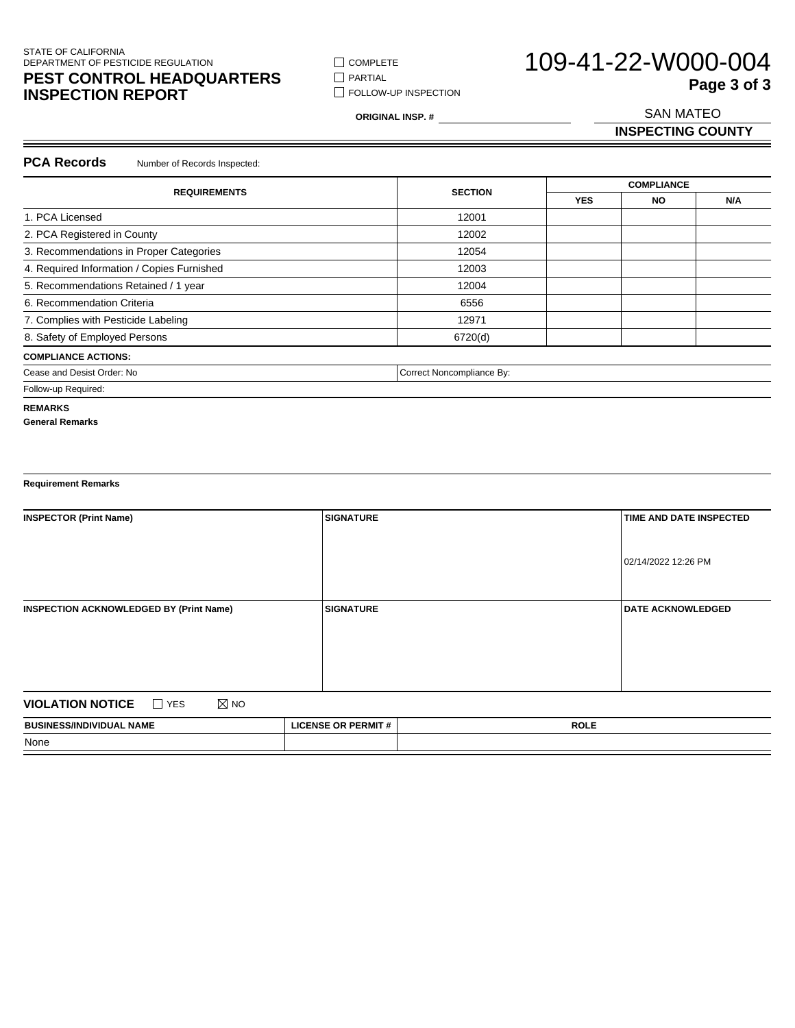STATE OF CALIFORNIA
DEPARTMENT OF PESTICIDE REGULATION

# PEST CONTROL HEADQUARTERS INSPECTION REPORT

☐ COMPLETE
☐ PARTIAL
☐ FOLLOW-UP INSPECTION

**ORIGINAL INSP. #**

# 109-41-22-W000-004

SAN MATEO
**INSPECTING COUNTY**

## PCA Records

Number of Records Inspected:

| REQUIREMENTS | SECTION | COMPLIANCE | | |
|---|---|---|---|---|
| | | YES | NO | N/A |
| 1. PCA Licensed | 12001 | | | |
| 2. PCA Registered in County | 12002 | | | |
| 3. Recommendations in Proper Categories | 12054 | | | |
| 4. Required Information / Copies Furnished | 12003 | | | |
| 5. Recommendations Retained / 1 year | 12004 | | | |
| 6. Recommendation Criteria | 6556 | | | |
| 7. Complies with Pesticide Labeling | 12971 | | | |
| 8. Safety of Employed Persons | 6720(d) | | | |

**COMPLIANCE ACTIONS:**

Cease and Desist Order: No

Correct Noncompliance By:

Follow-up Required:

**REMARKS**

**General Remarks**

**Requirement Remarks**

| INSPECTOR (Print Name) | SIGNATURE | TIME AND DATE INSPECTED |
|---|---|---|
| | | 02/14/2022 12:26 PM |

| INSPECTION ACKNOWLEDGED BY (Print Name) | SIGNATURE | DATE ACKNOWLEDGED |
|---|---|---|
| | | |

**VIOLATION NOTICE** ☐ YES ☒ NO

| BUSINESS/INDIVIDUAL NAME | LICENSE OR PERMIT # | ROLE |
|---|---|---|
| None | | |